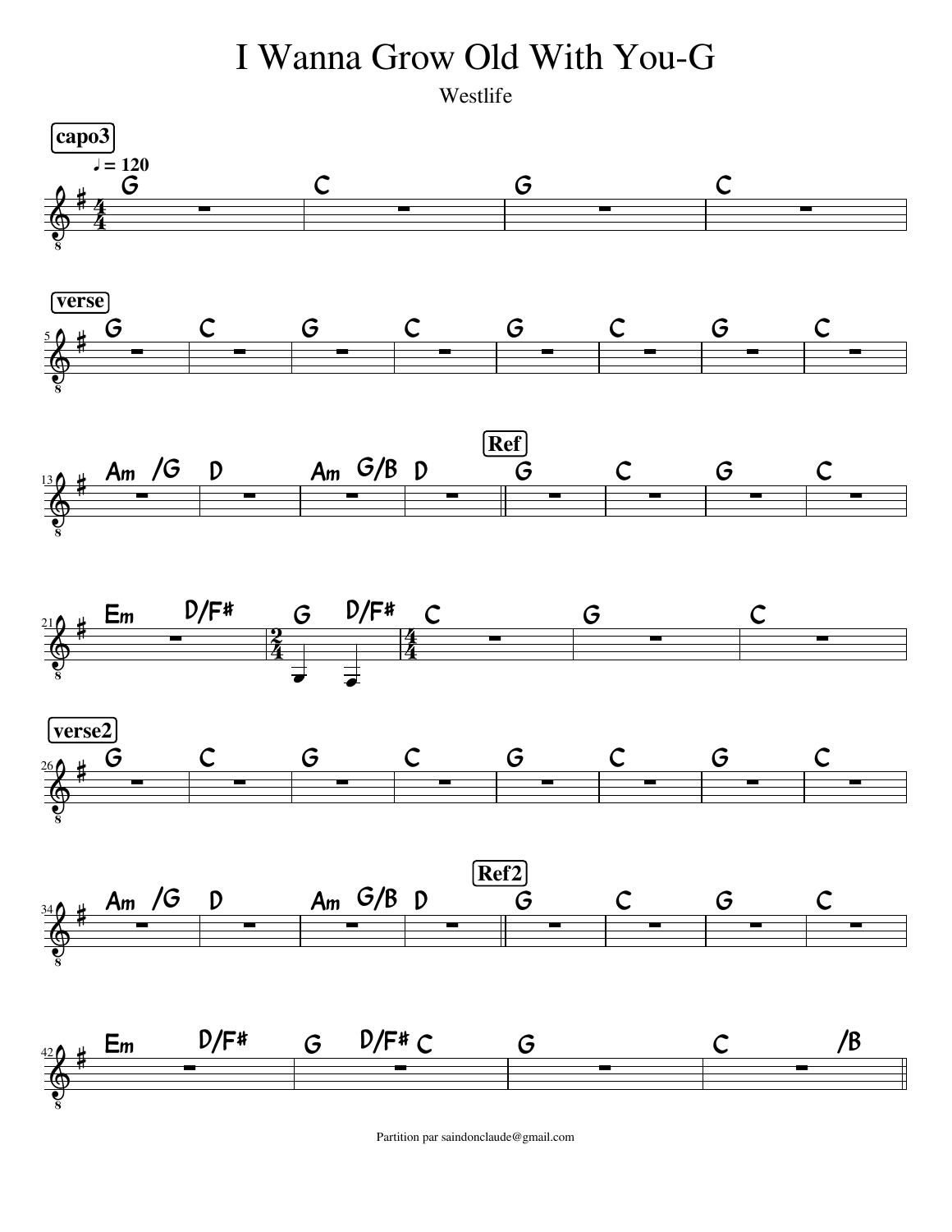# I Wanna Grow Old With You-G

Westlife

**capo3**

♩ = 120

| G | C | G | C |

**verse**

| G | C | G | C | G | C | G | C |

| Am /G | D | Am G/B | D |

**Ref**

| G | C | G | C |

| Em D/F# | G D/F# (2/4) | C (4/4) | G | C |

**verse2**

| G | C | G | C | G | C | G | C |

| Am /G | D | Am G/B | D |

**Ref2**

| G | C | G | C |

| Em D/F# | G D/F# C | G | C /B |

Partition par saindonclaude@gmail.com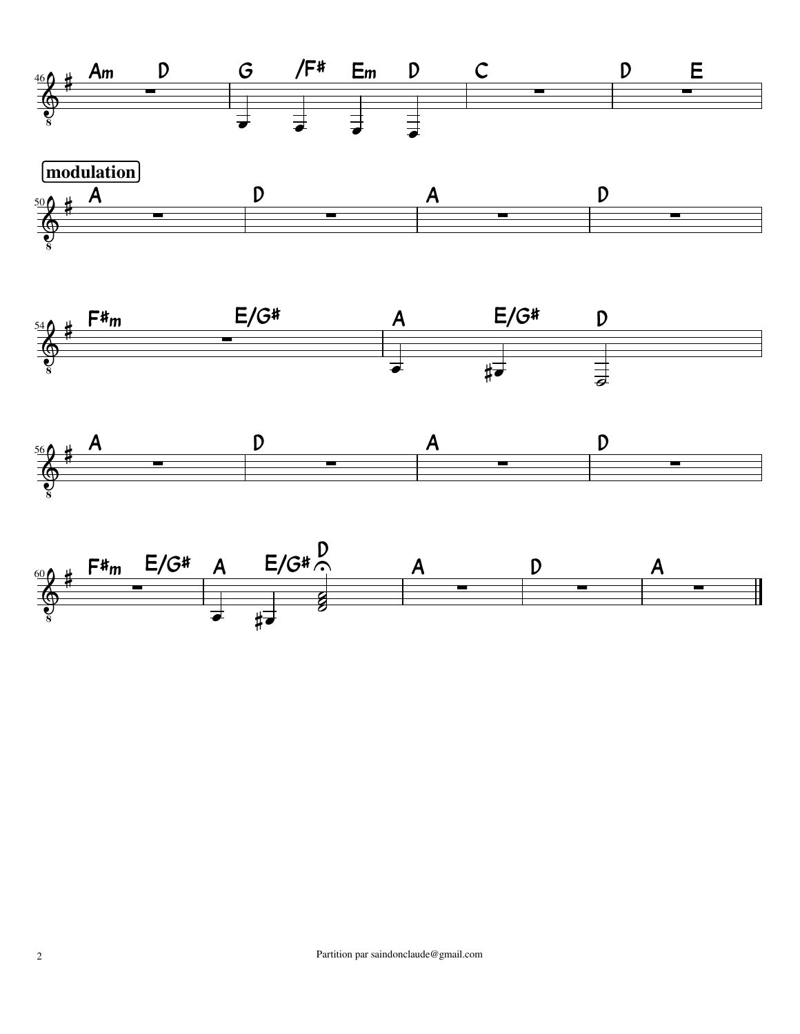**modulation**

Partition par saindonclaude@gmail.com